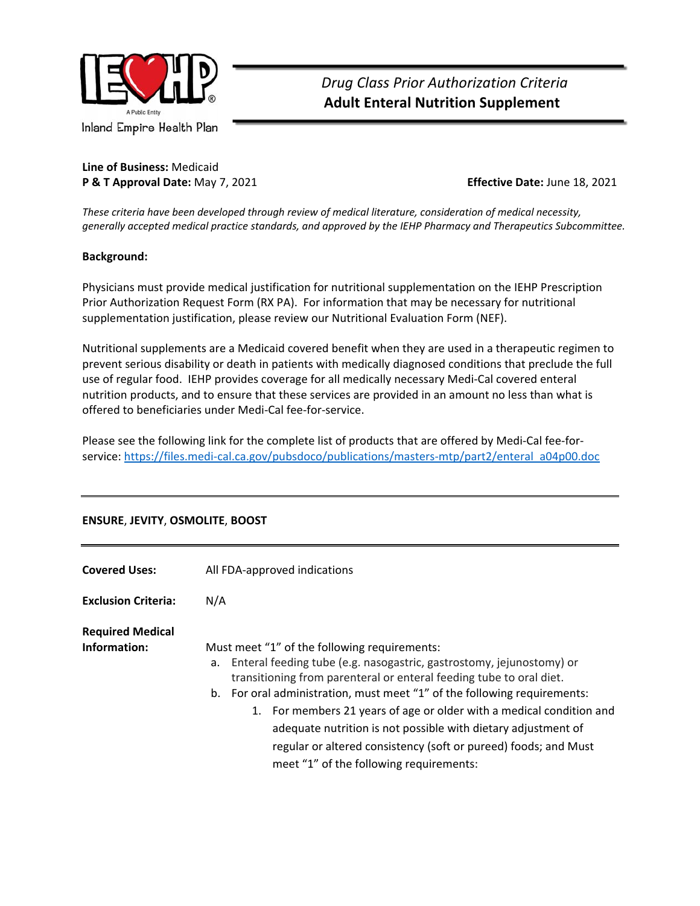Inland Empire Health Plan

A Public Entity

# *Drug Class Prior Authorization Criteria*
# **Adult Enteral Nutrition Supplement**

**Line of Business:** Medicaid
**P & T Approval Date:** May 7, 2021 **Effective Date:** June 18, 2021

*These criteria have been developed through review of medical literature, consideration of medical necessity, generally accepted medical practice standards, and approved by the IEHP Pharmacy and Therapeutics Subcommittee.*

**Background:**

Physicians must provide medical justification for nutritional supplementation on the IEHP Prescription Prior Authorization Request Form (RX PA). For information that may be necessary for nutritional supplementation justification, please review our Nutritional Evaluation Form (NEF).

Nutritional supplements are a Medicaid covered benefit when they are used in a therapeutic regimen to prevent serious disability or death in patients with medically diagnosed conditions that preclude the full use of regular food. IEHP provides coverage for all medically necessary Medi-Cal covered enteral nutrition products, and to ensure that these services are provided in an amount no less than what is offered to beneficiaries under Medi-Cal fee-for-service.

Please see the following link for the complete list of products that are offered by Medi-Cal fee-for-service: https://files.medi-cal.ca.gov/pubsdoco/publications/masters-mtp/part2/enteral_a04p00.doc

---

**ENSURE**, **JEVITY**, **OSMOLITE**, **BOOST**

---

**Covered Uses:** All FDA-approved indications

**Exclusion Criteria:** N/A

**Required Medical Information:**

Must meet "1" of the following requirements:

a. Enteral feeding tube (e.g. nasogastric, gastrostomy, jejunostomy) or transitioning from parenteral or enteral feeding tube to oral diet.
b. For oral administration, must meet "1" of the following requirements:
    1. For members 21 years of age or older with a medical condition and adequate nutrition is not possible with dietary adjustment of regular or altered consistency (soft or pureed) foods; and Must meet "1" of the following requirements: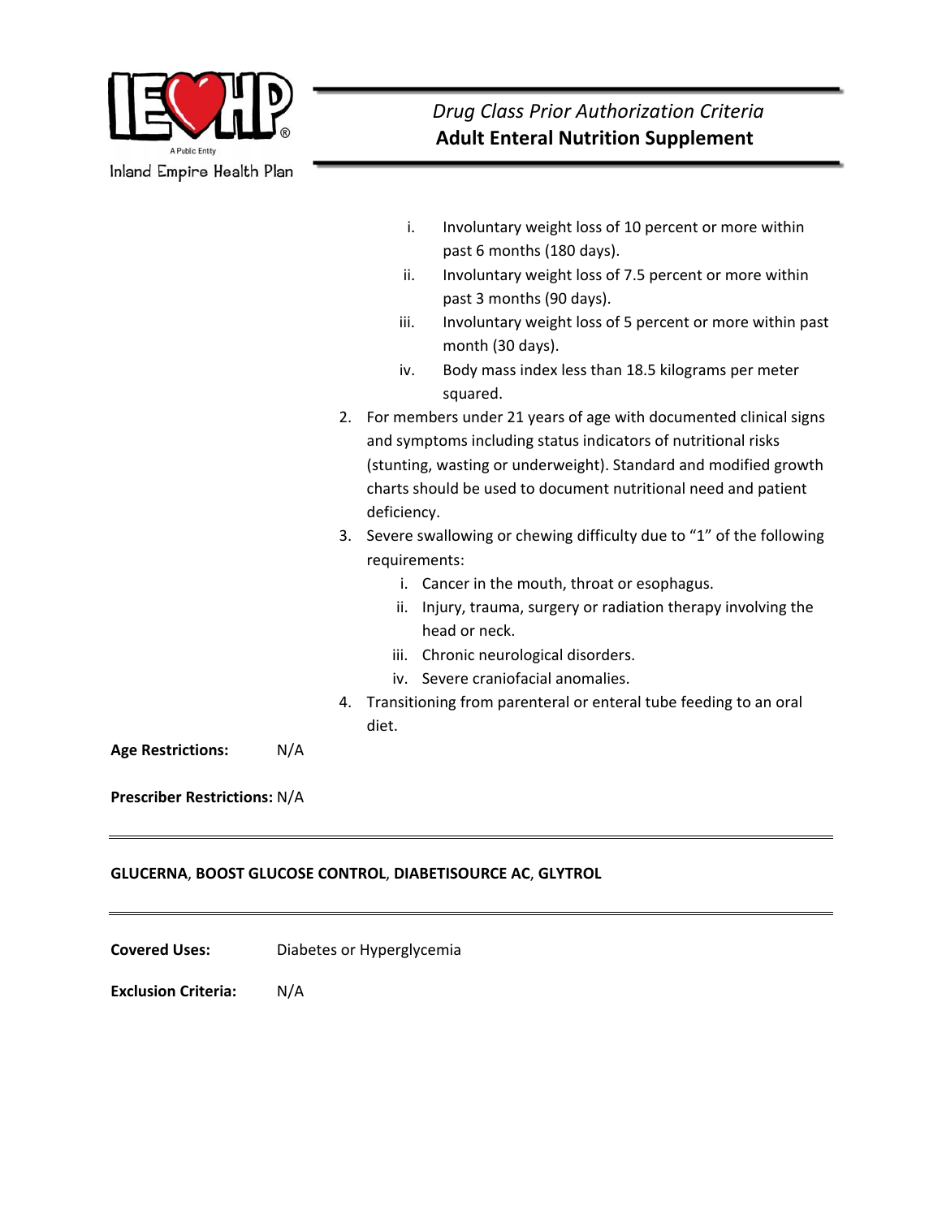i. Involuntary weight loss of 10 percent or more within past 6 months (180 days).
ii. Involuntary weight loss of 7.5 percent or more within past 3 months (90 days).
iii. Involuntary weight loss of 5 percent or more within past month (30 days).
iv. Body mass index less than 18.5 kilograms per meter squared.

2. For members under 21 years of age with documented clinical signs and symptoms including status indicators of nutritional risks (stunting, wasting or underweight). Standard and modified growth charts should be used to document nutritional need and patient deficiency.
3. Severe swallowing or chewing difficulty due to “1” of the following requirements:
   i. Cancer in the mouth, throat or esophagus.
   ii. Injury, trauma, surgery or radiation therapy involving the head or neck.
   iii. Chronic neurological disorders.
   iv. Severe craniofacial anomalies.
4. Transitioning from parenteral or enteral tube feeding to an oral diet.

**Age Restrictions:** N/A

**Prescriber Restrictions:** N/A

---

**GLUCERNA**, **BOOST GLUCOSE CONTROL**, **DIABETISOURCE AC**, **GLYTROL**

---

**Covered Uses:** Diabetes or Hyperglycemia

**Exclusion Criteria:** N/A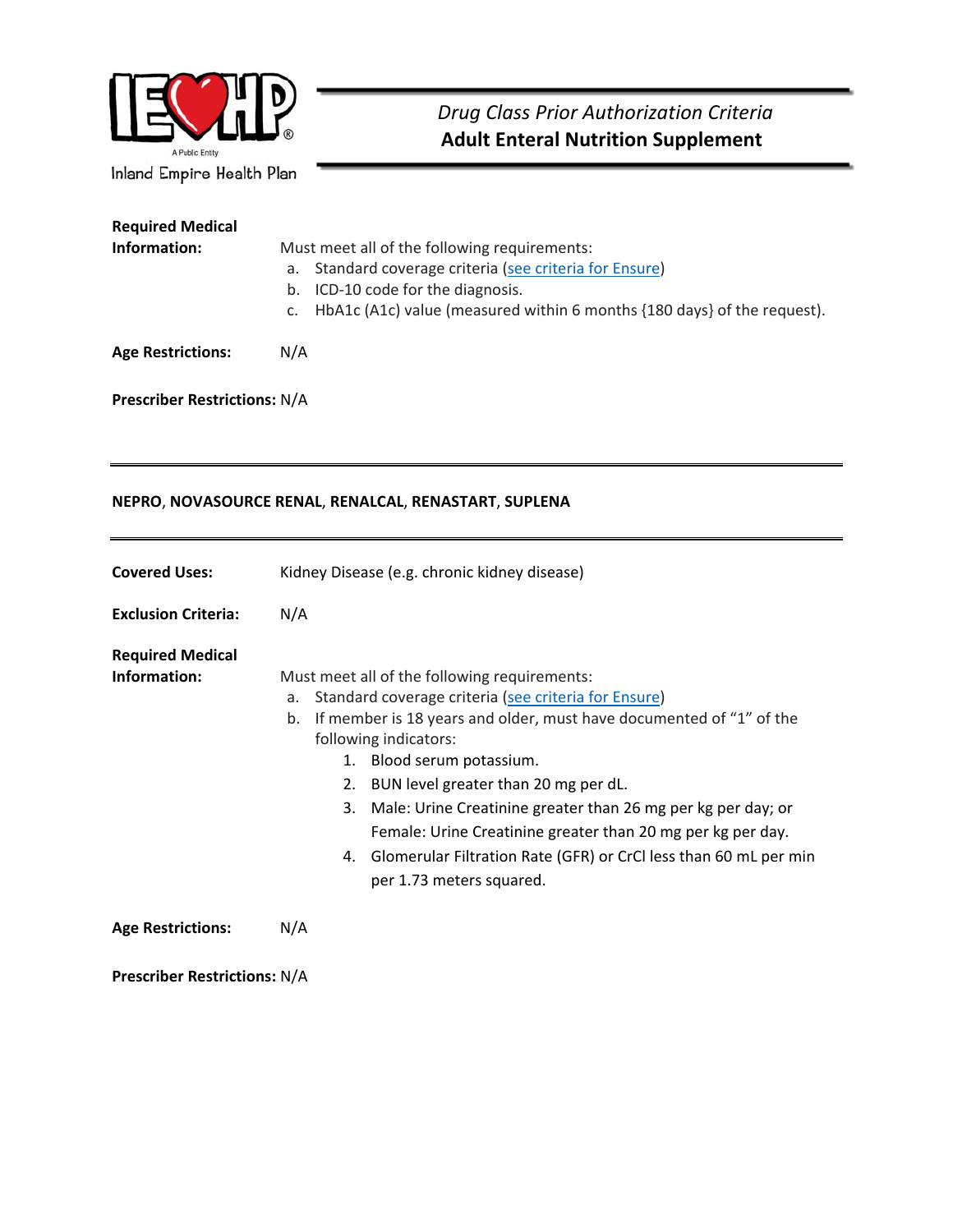**Required Medical Information:** Must meet all of the following requirements:

a. Standard coverage criteria (see criteria for Ensure)
b. ICD-10 code for the diagnosis.
c. HbA1c (A1c) value (measured within 6 months {180 days} of the request).

**Age Restrictions:** N/A

**Prescriber Restrictions:** N/A

---

## NEPRO, NOVASOURCE RENAL, RENALCAL, RENASTART, SUPLENA

---

**Covered Uses:** Kidney Disease (e.g. chronic kidney disease)

**Exclusion Criteria:** N/A

**Required Medical Information:** Must meet all of the following requirements:

a. Standard coverage criteria (see criteria for Ensure)
b. If member is 18 years and older, must have documented of "1" of the following indicators:
    1. Blood serum potassium.
    2. BUN level greater than 20 mg per dL.
    3. Male: Urine Creatinine greater than 26 mg per kg per day; or Female: Urine Creatinine greater than 20 mg per kg per day.
    4. Glomerular Filtration Rate (GFR) or CrCl less than 60 mL per min per 1.73 meters squared.

**Age Restrictions:** N/A

**Prescriber Restrictions:** N/A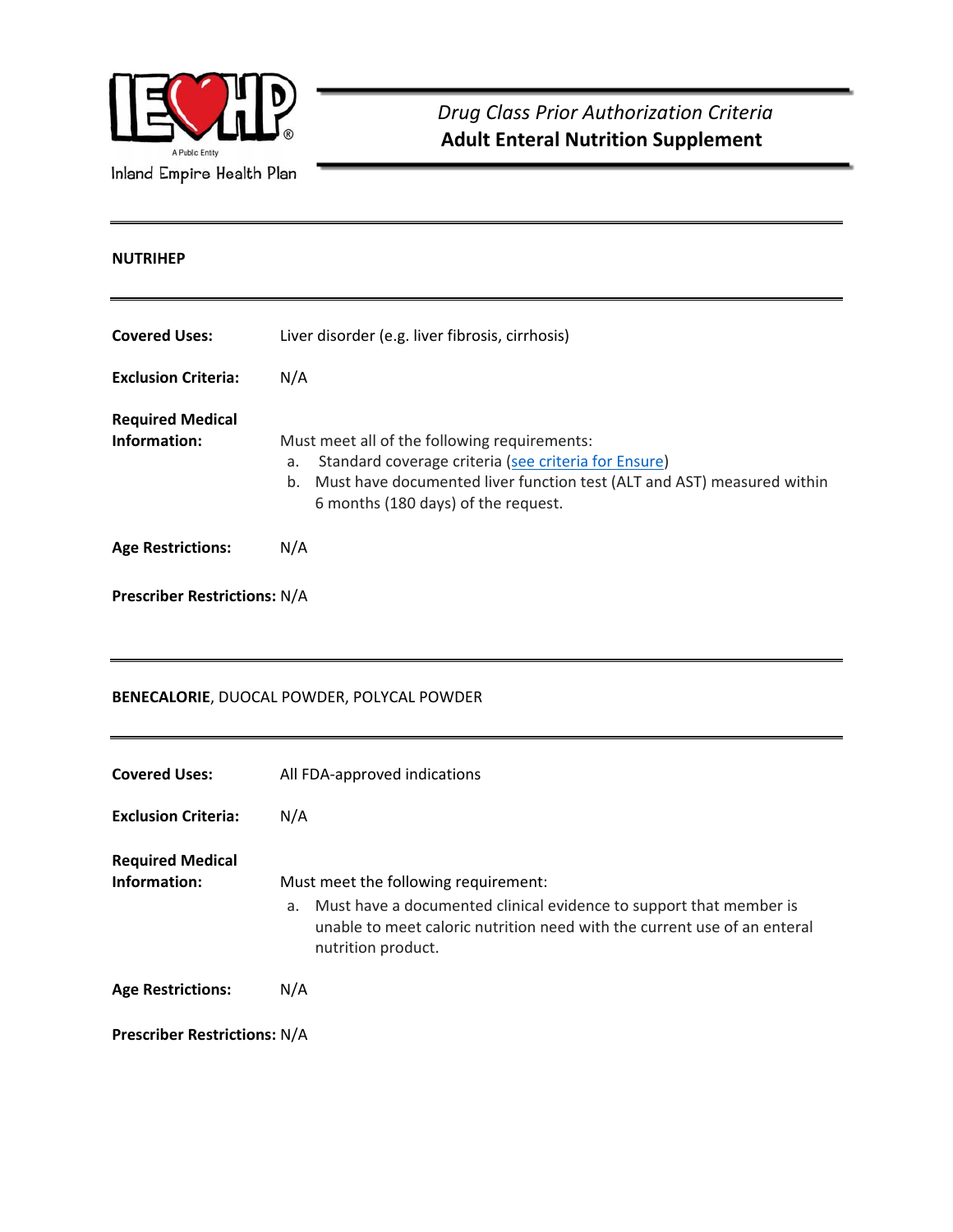## NUTRIHEP

**Covered Uses:** Liver disorder (e.g. liver fibrosis, cirrhosis)

**Exclusion Criteria:** N/A

**Required Medical Information:** Must meet all of the following requirements:

a. Standard coverage criteria (see criteria for Ensure)
b. Must have documented liver function test (ALT and AST) measured within 6 months (180 days) of the request.

**Age Restrictions:** N/A

**Prescriber Restrictions:** N/A

## **BENECALORIE**, DUOCAL POWDER, POLYCAL POWDER

**Covered Uses:** All FDA-approved indications

**Exclusion Criteria:** N/A

**Required Medical Information:** Must meet the following requirement:

a. Must have a documented clinical evidence to support that member is unable to meet caloric nutrition need with the current use of an enteral nutrition product.

**Age Restrictions:** N/A

**Prescriber Restrictions:** N/A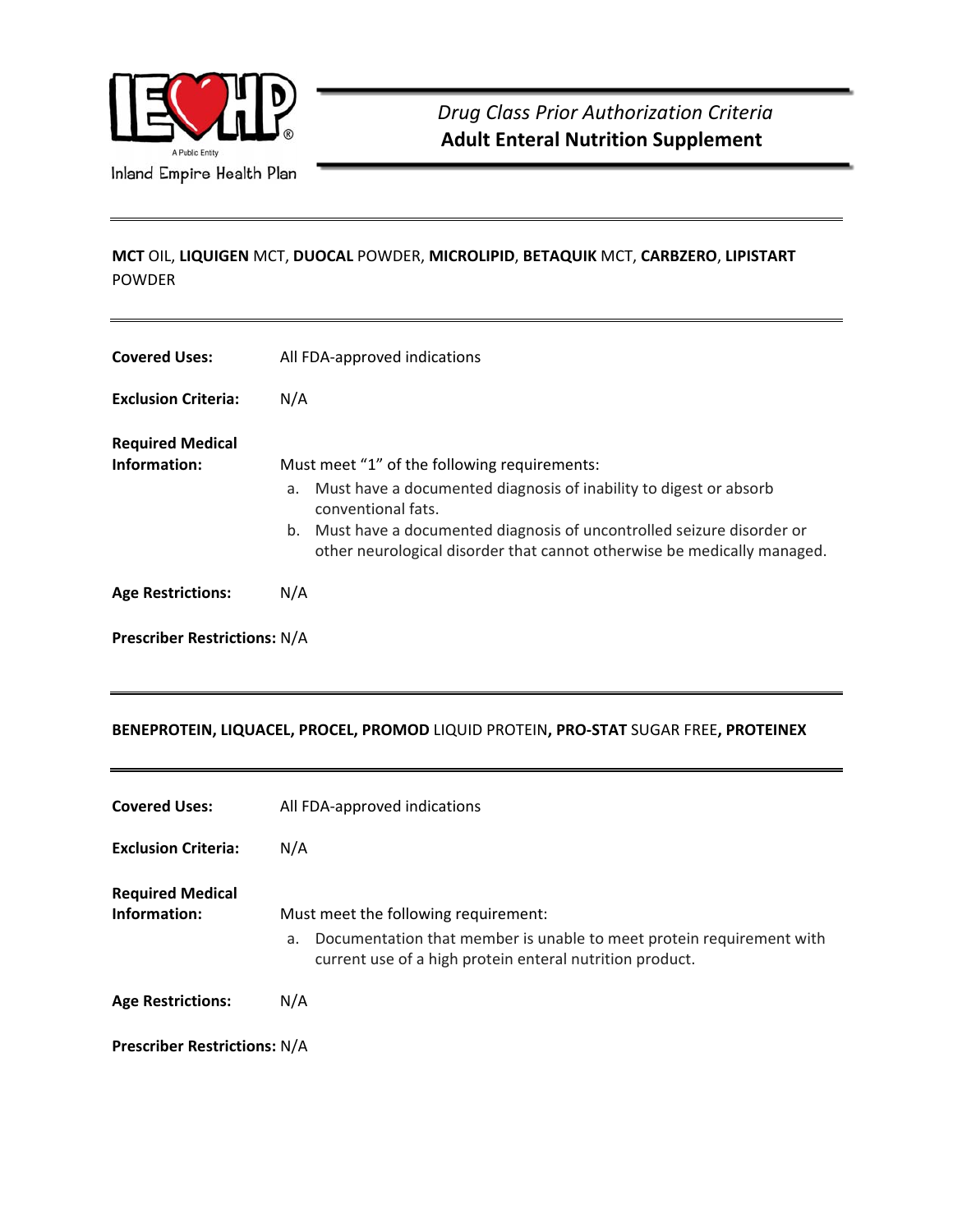**MCT** OIL, **LIQUIGEN** MCT, **DUOCAL** POWDER, **MICROLIPID**, **BETAQUIK** MCT, **CARBZERO**, **LIPISTART** POWDER

---

**Covered Uses:** All FDA-approved indications

**Exclusion Criteria:** N/A

**Required Medical Information:** Must meet "1" of the following requirements:

a. Must have a documented diagnosis of inability to digest or absorb conventional fats.
b. Must have a documented diagnosis of uncontrolled seizure disorder or other neurological disorder that cannot otherwise be medically managed.

**Age Restrictions:** N/A

**Prescriber Restrictions:** N/A

---

**BENEPROTEIN, LIQUACEL, PROCEL, PROMOD** LIQUID PROTEIN**, PRO-STAT** SUGAR FREE**, PROTEINEX**

---

**Covered Uses:** All FDA-approved indications

**Exclusion Criteria:** N/A

**Required Medical Information:** Must meet the following requirement:

a. Documentation that member is unable to meet protein requirement with current use of a high protein enteral nutrition product.

**Age Restrictions:** N/A

**Prescriber Restrictions:** N/A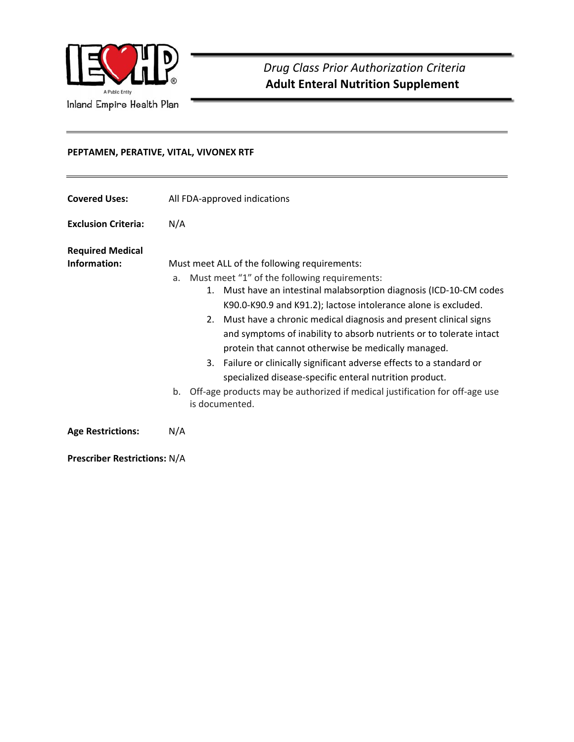## PEPTAMEN, PERATIVE, VITAL, VIVONEX RTF

**Covered Uses:** All FDA-approved indications

**Exclusion Criteria:** N/A

**Required Medical Information:** Must meet ALL of the following requirements:

a. Must meet "1" of the following requirements:
   1. Must have an intestinal malabsorption diagnosis (ICD-10-CM codes K90.0-K90.9 and K91.2); lactose intolerance alone is excluded.
   2. Must have a chronic medical diagnosis and present clinical signs and symptoms of inability to absorb nutrients or to tolerate intact protein that cannot otherwise be medically managed.
   3. Failure or clinically significant adverse effects to a standard or specialized disease-specific enteral nutrition product.

b. Off-age products may be authorized if medical justification for off-age use is documented.

**Age Restrictions:** N/A

**Prescriber Restrictions:** N/A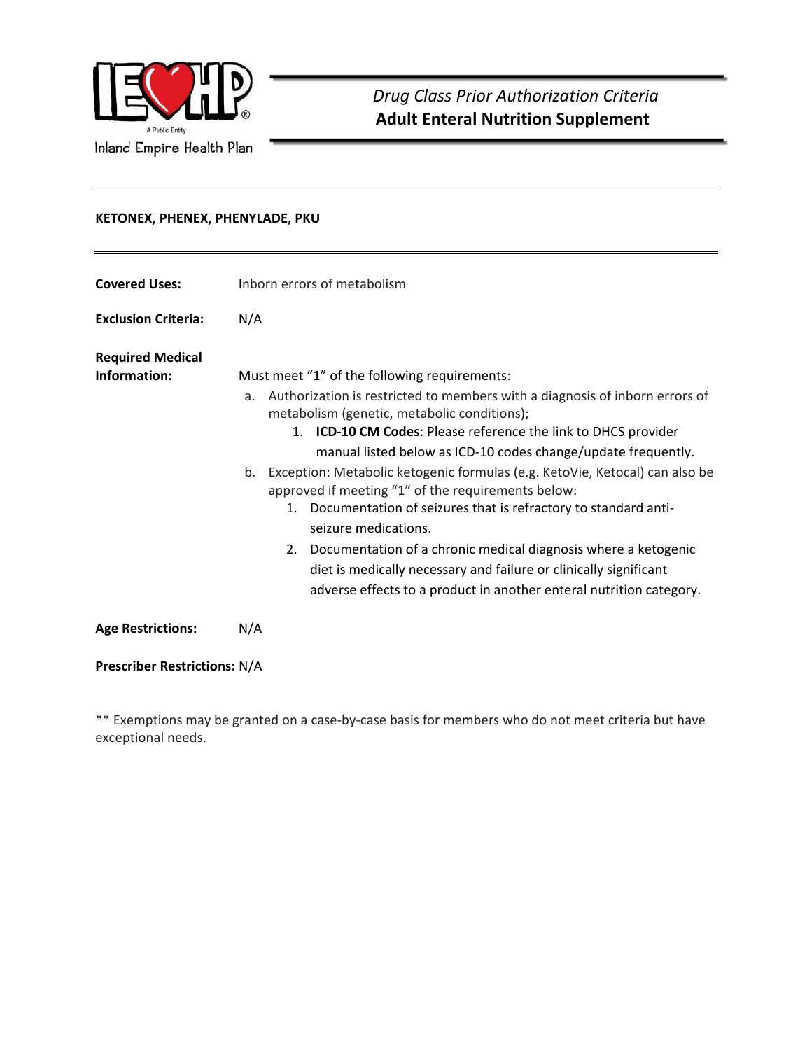*Drug Class Prior Authorization Criteria*
**Adult Enteral Nutrition Supplement**

**KETONEX, PHENEX, PHENYLADE, PKU**

**Covered Uses:** Inborn errors of metabolism

**Exclusion Criteria:** N/A

**Required Medical Information:** Must meet "1" of the following requirements:

a. Authorization is restricted to members with a diagnosis of inborn errors of metabolism (genetic, metabolic conditions);
   1. **ICD-10 CM Codes**: Please reference the link to DHCS provider manual listed below as ICD-10 codes change/update frequently.

b. Exception: Metabolic ketogenic formulas (e.g. KetoVie, Ketocal) can also be approved if meeting "1" of the requirements below:
   1. Documentation of seizures that is refractory to standard anti-seizure medications.
   2. Documentation of a chronic medical diagnosis where a ketogenic diet is medically necessary and failure or clinically significant adverse effects to a product in another enteral nutrition category.

**Age Restrictions:** N/A

**Prescriber Restrictions:** N/A

** Exemptions may be granted on a case-by-case basis for members who do not meet criteria but have exceptional needs.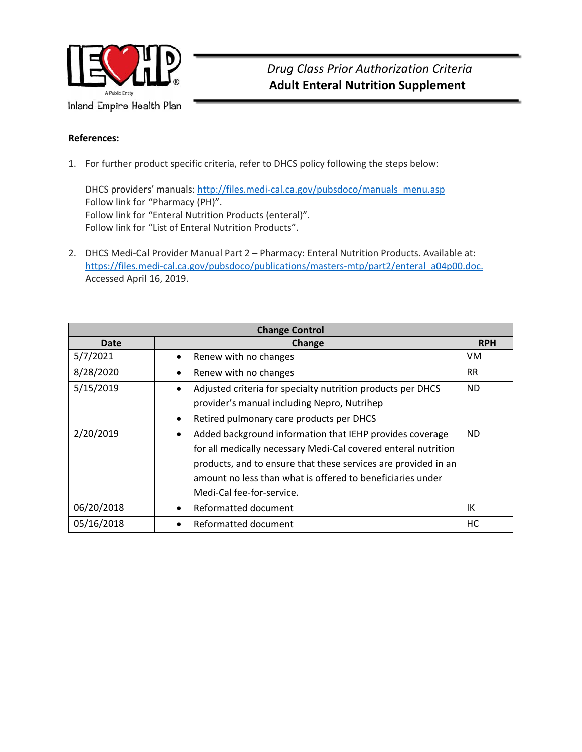**References:**

1. For further product specific criteria, refer to DHCS policy following the steps below:

   DHCS providers' manuals: http://files.medi-cal.ca.gov/pubsdoco/manuals_menu.asp
   Follow link for "Pharmacy (PH)".
   Follow link for "Enteral Nutrition Products (enteral)".
   Follow link for "List of Enteral Nutrition Products".

2. DHCS Medi-Cal Provider Manual Part 2 – Pharmacy: Enteral Nutrition Products. Available at: https://files.medi-cal.ca.gov/pubsdoco/publications/masters-mtp/part2/enteral_a04p00.doc. Accessed April 16, 2019.

| Change Control | | |
|---|---|---|
| **Date** | **Change** | **RPH** |
| 5/7/2021 | • Renew with no changes | VM |
| 8/28/2020 | • Renew with no changes | RR |
| 5/15/2019 | • Adjusted criteria for specialty nutrition products per DHCS provider's manual including Nepro, Nutrihep<br>• Retired pulmonary care products per DHCS | ND |
| 2/20/2019 | • Added background information that IEHP provides coverage for all medically necessary Medi-Cal covered enteral nutrition products, and to ensure that these services are provided in an amount no less than what is offered to beneficiaries under Medi-Cal fee-for-service. | ND |
| 06/20/2018 | • Reformatted document | IK |
| 05/16/2018 | • Reformatted document | HC |